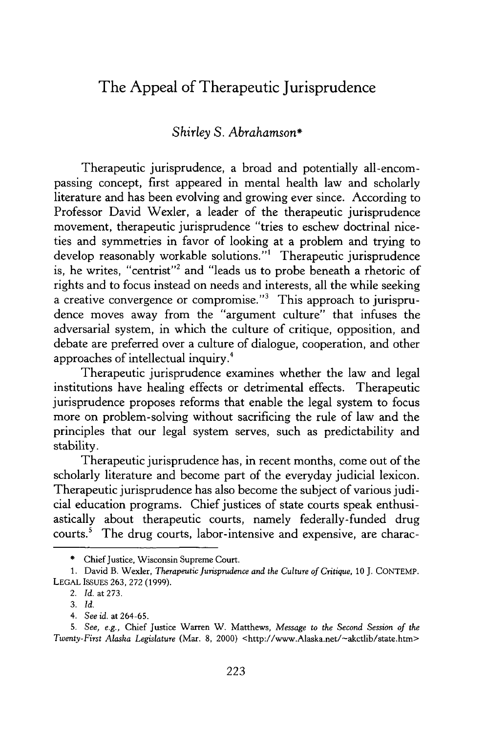# The Appeal of Therapeutic Jurisprudence

*Shirley S. Abrahamson\**

Therapeutic jurisprudence, a broad and potentially all-encompassing concept, first appeared in mental health law and scholarly literature and has been evolving and growing ever since. According to Professor David Wexler, a leader of the therapeutic jurisprudence movement, therapeutic jurisprudence "tries to eschew doctrinal niceties and symmetries in favor of looking at a problem and trying to develop reasonably workable solutions."[1] Therapeutic jurisprudence is, he writes, "centrist"[2] and "leads us to probe beneath a rhetoric of rights and to focus instead on needs and interests, all the while seeking a creative convergence or compromise."[3] This approach to jurisprudence moves away from the "argument culture" that infuses the adversarial system, in which the culture of critique, opposition, and debate are preferred over a culture of dialogue, cooperation, and other approaches of intellectual inquiry.[4]

Therapeutic jurisprudence examines whether the law and legal institutions have healing effects or detrimental effects. Therapeutic jurisprudence proposes reforms that enable the legal system to focus more on problem-solving without sacrificing the rule of law and the principles that our legal system serves, such as predictability and stability.

Therapeutic jurisprudence has, in recent months, come out of the scholarly literature and become part of the everyday judicial lexicon. Therapeutic jurisprudence has also become the subject of various judicial education programs. Chief justices of state courts speak enthusiastically about therapeutic courts, namely federally-funded drug courts.[5] The drug courts, labor-intensive and expensive, are charac-

---

\* Chief Justice, Wisconsin Supreme Court.

1. David B. Wexler, *Therapeutic Jurisprudence and the Culture of Critique*, 10 J. CONTEMP. LEGAL ISSUES 263, 272 (1999).

2. *Id.* at 273.

3. *Id.*

4. *See id.* at 264-65.

5. *See, e.g.*, Chief Justice Warren W. Matthews, *Message to the Second Session of the Twenty-First Alaska Legislature* (Mar. 8, 2000) <http://www.Alaska.net/~akctlib/state.htm>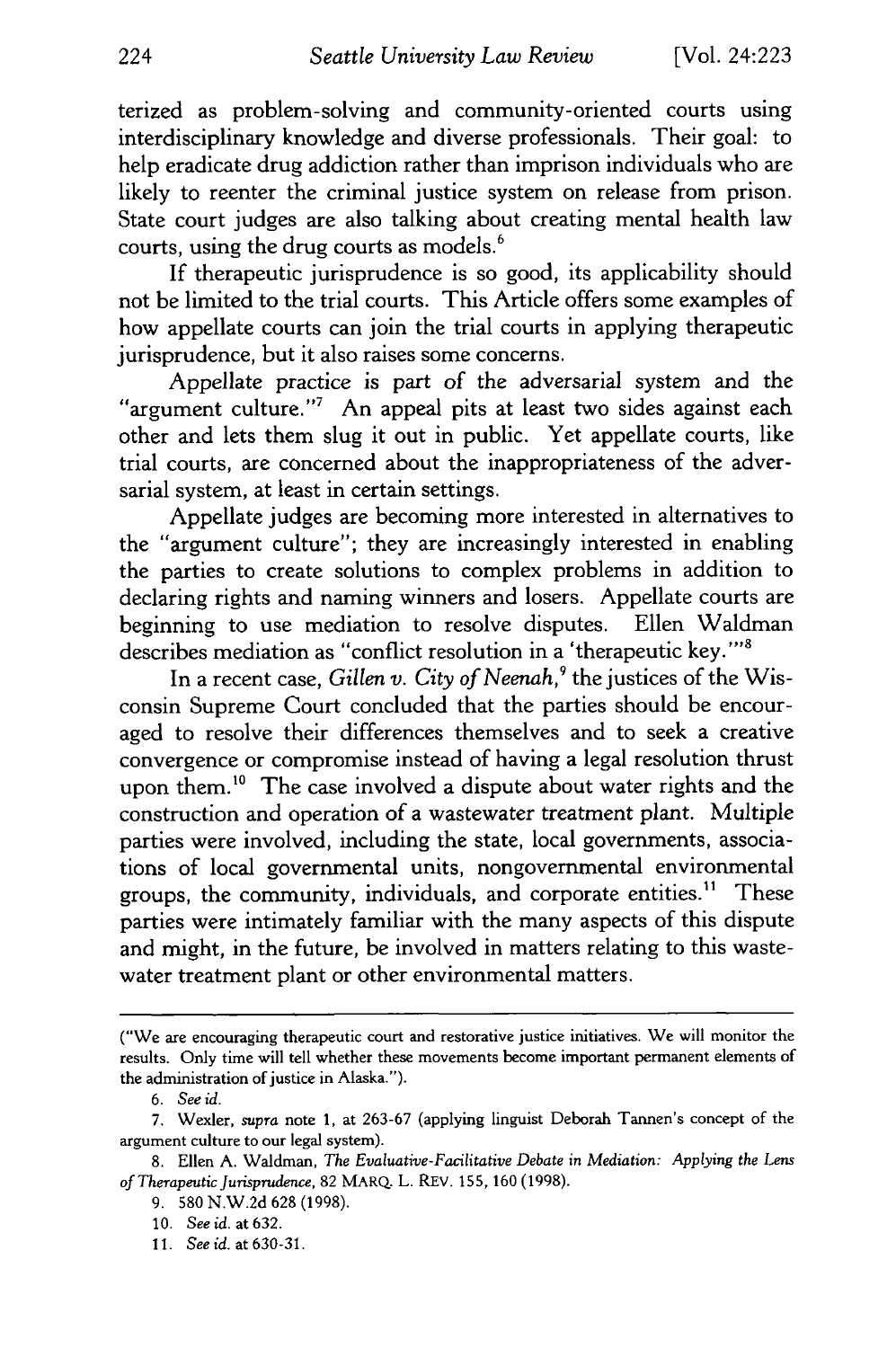terized as problem-solving and community-oriented courts using interdisciplinary knowledge and diverse professionals. Their goal: to help eradicate drug addiction rather than imprison individuals who are likely to reenter the criminal justice system on release from prison. State court judges are also talking about creating mental health law courts, using the drug courts as models.[6]

If therapeutic jurisprudence is so good, its applicability should not be limited to the trial courts. This Article offers some examples of how appellate courts can join the trial courts in applying therapeutic jurisprudence, but it also raises some concerns.

Appellate practice is part of the adversarial system and the "argument culture."[7] An appeal pits at least two sides against each other and lets them slug it out in public. Yet appellate courts, like trial courts, are concerned about the inappropriateness of the adversarial system, at least in certain settings.

Appellate judges are becoming more interested in alternatives to the "argument culture"; they are increasingly interested in enabling the parties to create solutions to complex problems in addition to declaring rights and naming winners and losers. Appellate courts are beginning to use mediation to resolve disputes. Ellen Waldman describes mediation as "conflict resolution in a 'therapeutic key.'"[8]

In a recent case, *Gillen v. City of Neenah*,[9] the justices of the Wisconsin Supreme Court concluded that the parties should be encouraged to resolve their differences themselves and to seek a creative convergence or compromise instead of having a legal resolution thrust upon them.[10] The case involved a dispute about water rights and the construction and operation of a wastewater treatment plant. Multiple parties were involved, including the state, local governments, associations of local governmental units, nongovernmental environmental groups, the community, individuals, and corporate entities.[11] These parties were intimately familiar with the many aspects of this dispute and might, in the future, be involved in matters relating to this wastewater treatment plant or other environmental matters.

---

("We are encouraging therapeutic court and restorative justice initiatives. We will monitor the results. Only time will tell whether these movements become important permanent elements of the administration of justice in Alaska.").

6. *See id.*

7. Wexler, *supra* note 1, at 263-67 (applying linguist Deborah Tannen's concept of the argument culture to our legal system).

8. Ellen A. Waldman, *The Evaluative-Facilitative Debate in Mediation: Applying the Lens of Therapeutic Jurisprudence*, 82 MARQ. L. REV. 155, 160 (1998).

9. 580 N.W.2d 628 (1998).

10. *See id.* at 632.

11. *See id.* at 630-31.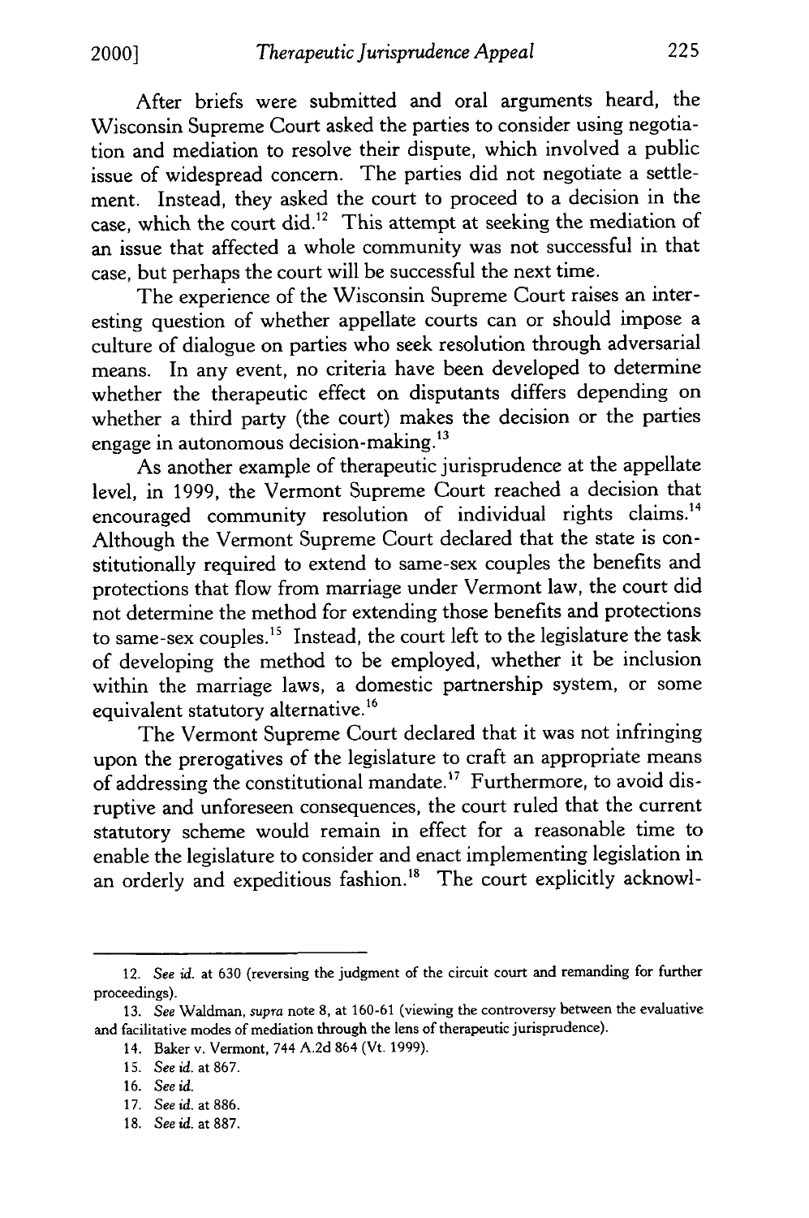After briefs were submitted and oral arguments heard, the Wisconsin Supreme Court asked the parties to consider using negotiation and mediation to resolve their dispute, which involved a public issue of widespread concern. The parties did not negotiate a settlement. Instead, they asked the court to proceed to a decision in the case, which the court did.[12] This attempt at seeking the mediation of an issue that affected a whole community was not successful in that case, but perhaps the court will be successful the next time.

The experience of the Wisconsin Supreme Court raises an interesting question of whether appellate courts can or should impose a culture of dialogue on parties who seek resolution through adversarial means. In any event, no criteria have been developed to determine whether the therapeutic effect on disputants differs depending on whether a third party (the court) makes the decision or the parties engage in autonomous decision-making.[13]

As another example of therapeutic jurisprudence at the appellate level, in 1999, the Vermont Supreme Court reached a decision that encouraged community resolution of individual rights claims.[14] Although the Vermont Supreme Court declared that the state is constitutionally required to extend to same-sex couples the benefits and protections that flow from marriage under Vermont law, the court did not determine the method for extending those benefits and protections to same-sex couples.[15] Instead, the court left to the legislature the task of developing the method to be employed, whether it be inclusion within the marriage laws, a domestic partnership system, or some equivalent statutory alternative.[16]

The Vermont Supreme Court declared that it was not infringing upon the prerogatives of the legislature to craft an appropriate means of addressing the constitutional mandate.[17] Furthermore, to avoid disruptive and unforeseen consequences, the court ruled that the current statutory scheme would remain in effect for a reasonable time to enable the legislature to consider and enact implementing legislation in an orderly and expeditious fashion.[18] The court explicitly acknowl-

---

12. *See id.* at 630 (reversing the judgment of the circuit court and remanding for further proceedings).

13. *See* Waldman, *supra* note 8, at 160-61 (viewing the controversy between the evaluative and facilitative modes of mediation through the lens of therapeutic jurisprudence).

14. Baker v. Vermont, 744 A.2d 864 (Vt. 1999).

15. *See id.* at 867.

16. *See id.*

17. *See id.* at 886.

18. *See id.* at 887.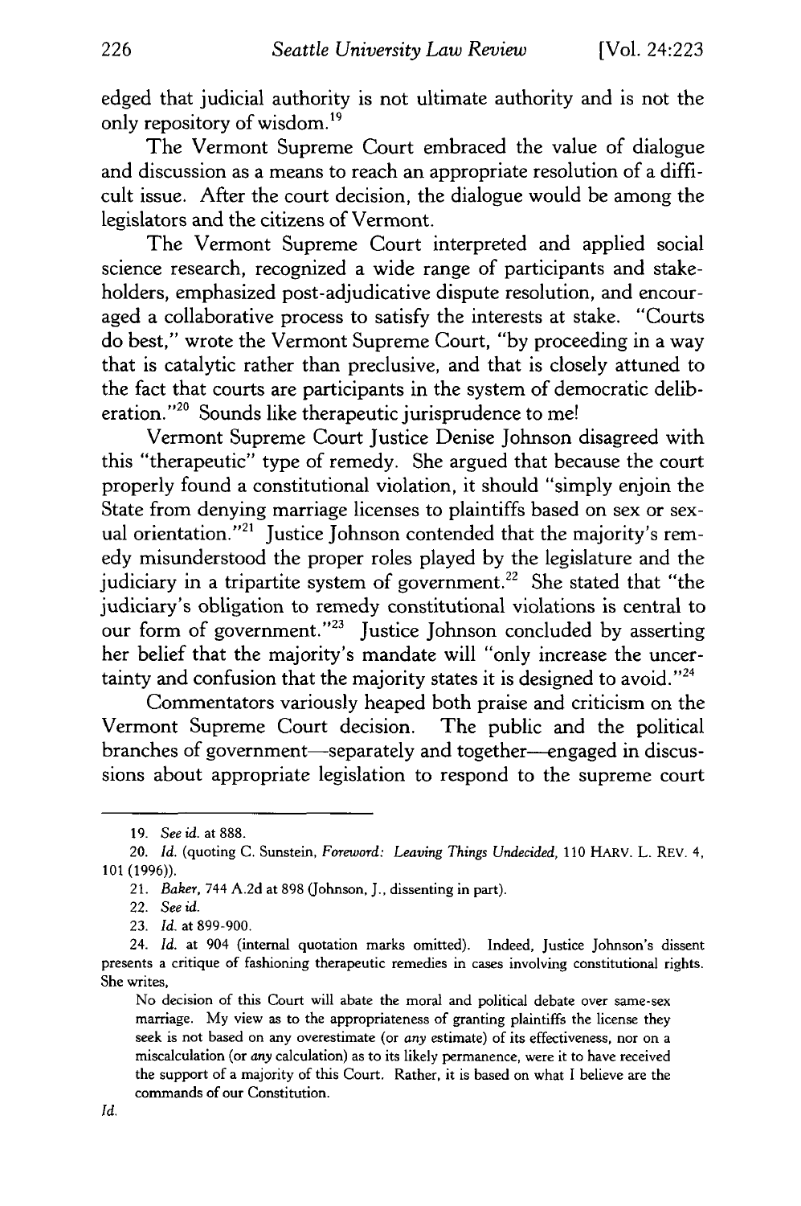edged that judicial authority is not ultimate authority and is not the only repository of wisdom.[19]

The Vermont Supreme Court embraced the value of dialogue and discussion as a means to reach an appropriate resolution of a difficult issue. After the court decision, the dialogue would be among the legislators and the citizens of Vermont.

The Vermont Supreme Court interpreted and applied social science research, recognized a wide range of participants and stakeholders, emphasized post-adjudicative dispute resolution, and encouraged a collaborative process to satisfy the interests at stake. "Courts do best," wrote the Vermont Supreme Court, "by proceeding in a way that is catalytic rather than preclusive, and that is closely attuned to the fact that courts are participants in the system of democratic deliberation."[20] Sounds like therapeutic jurisprudence to me!

Vermont Supreme Court Justice Denise Johnson disagreed with this "therapeutic" type of remedy. She argued that because the court properly found a constitutional violation, it should "simply enjoin the State from denying marriage licenses to plaintiffs based on sex or sexual orientation."[21] Justice Johnson contended that the majority's remedy misunderstood the proper roles played by the legislature and the judiciary in a tripartite system of government.[22] She stated that "the judiciary's obligation to remedy constitutional violations is central to our form of government."[23] Justice Johnson concluded by asserting her belief that the majority's mandate will "only increase the uncertainty and confusion that the majority states it is designed to avoid."[24]

Commentators variously heaped both praise and criticism on the Vermont Supreme Court decision. The public and the political branches of government—separately and together—engaged in discussions about appropriate legislation to respond to the supreme court

---

19. *See id.* at 888.

20. *Id.* (quoting C. Sunstein, *Foreword: Leaving Things Undecided*, 110 HARV. L. REV. 4, 101 (1996)).

21. *Baker*, 744 A.2d at 898 (Johnson, J., dissenting in part).

22. *See id.*

23. *Id.* at 899-900.

24. *Id.* at 904 (internal quotation marks omitted). Indeed, Justice Johnson's dissent presents a critique of fashioning therapeutic remedies in cases involving constitutional rights. She writes,

> No decision of this Court will abate the moral and political debate over same-sex marriage. My view as to the appropriateness of granting plaintiffs the license they seek is not based on any overestimate (or *any* estimate) of its effectiveness, nor on a miscalculation (or *any* calculation) as to its likely permanence, were it to have received the support of a majority of this Court. Rather, it is based on what I believe are the commands of our Constitution.

*Id.*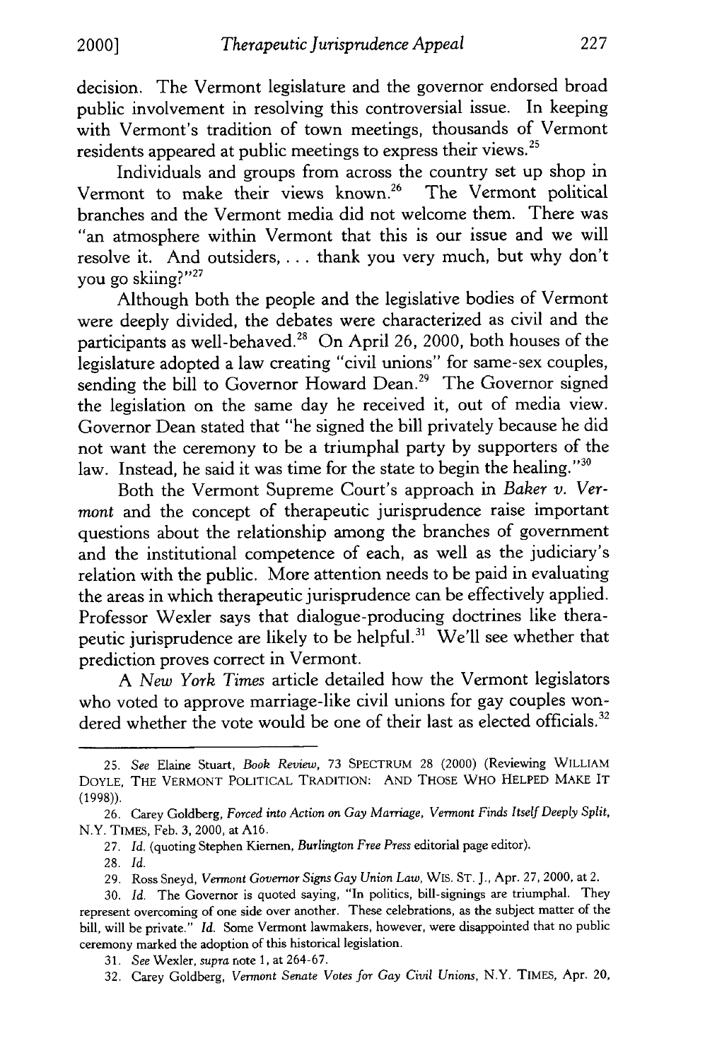decision. The Vermont legislature and the governor endorsed broad public involvement in resolving this controversial issue. In keeping with Vermont's tradition of town meetings, thousands of Vermont residents appeared at public meetings to express their views.[25]

Individuals and groups from across the country set up shop in Vermont to make their views known.[26] The Vermont political branches and the Vermont media did not welcome them. There was "an atmosphere within Vermont that this is our issue and we will resolve it. And outsiders, . . . thank you very much, but why don't you go skiing?"[27]

Although both the people and the legislative bodies of Vermont were deeply divided, the debates were characterized as civil and the participants as well-behaved.[28] On April 26, 2000, both houses of the legislature adopted a law creating "civil unions" for same-sex couples, sending the bill to Governor Howard Dean.[29] The Governor signed the legislation on the same day he received it, out of media view. Governor Dean stated that "he signed the bill privately because he did not want the ceremony to be a triumphal party by supporters of the law. Instead, he said it was time for the state to begin the healing."[30]

Both the Vermont Supreme Court's approach in *Baker v. Vermont* and the concept of therapeutic jurisprudence raise important questions about the relationship among the branches of government and the institutional competence of each, as well as the judiciary's relation with the public. More attention needs to be paid in evaluating the areas in which therapeutic jurisprudence can be effectively applied. Professor Wexler says that dialogue-producing doctrines like therapeutic jurisprudence are likely to be helpful.[31] We'll see whether that prediction proves correct in Vermont.

A *New York Times* article detailed how the Vermont legislators who voted to approve marriage-like civil unions for gay couples wondered whether the vote would be one of their last as elected officials.[32]

---

25. *See* Elaine Stuart, *Book Review*, 73 SPECTRUM 28 (2000) (Reviewing WILLIAM DOYLE, THE VERMONT POLITICAL TRADITION: AND THOSE WHO HELPED MAKE IT (1998)).

26. Carey Goldberg, *Forced into Action on Gay Marriage, Vermont Finds Itself Deeply Split*, N.Y. TIMES, Feb. 3, 2000, at A16.

27. *Id.* (quoting Stephen Kiernen, *Burlington Free Press* editorial page editor).

28. *Id.*

29. Ross Sneyd, *Vermont Governor Signs Gay Union Law*, WIS. ST. J., Apr. 27, 2000, at 2.

30. *Id.* The Governor is quoted saying, "In politics, bill-signings are triumphal. They represent overcoming of one side over another. These celebrations, as the subject matter of the bill, will be private." *Id.* Some Vermont lawmakers, however, were disappointed that no public ceremony marked the adoption of this historical legislation.

31. *See* Wexler, *supra* note 1, at 264-67.

32. Carey Goldberg, *Vermont Senate Votes for Gay Civil Unions*, N.Y. TIMES, Apr. 20,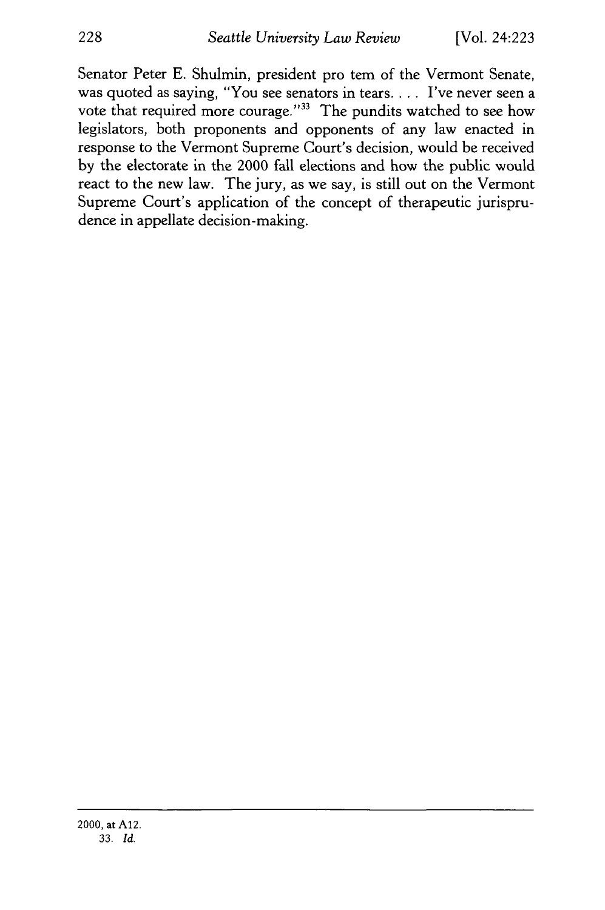Senator Peter E. Shulmin, president pro tem of the Vermont Senate, was quoted as saying, "You see senators in tears. . . . I've never seen a vote that required more courage."[33] The pundits watched to see how legislators, both proponents and opponents of any law enacted in response to the Vermont Supreme Court's decision, would be received by the electorate in the 2000 fall elections and how the public would react to the new law. The jury, as we say, is still out on the Vermont Supreme Court's application of the concept of therapeutic jurisprudence in appellate decision-making.

---

2000, at A12.

33. *Id.*